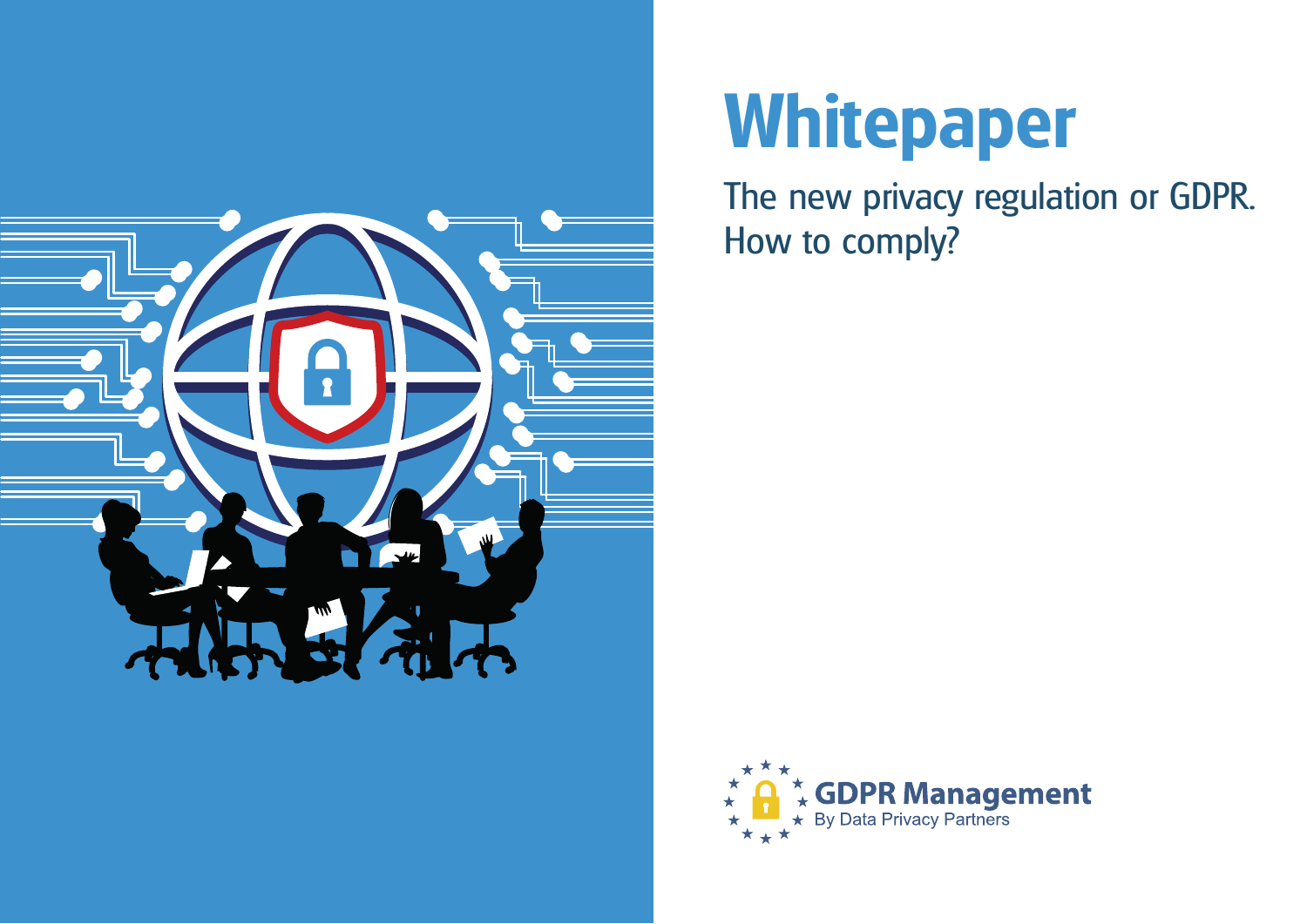# Whitepaper

The new privacy regulation or GDPR.
How to comply?

**GDPR Management**
By Data Privacy Partners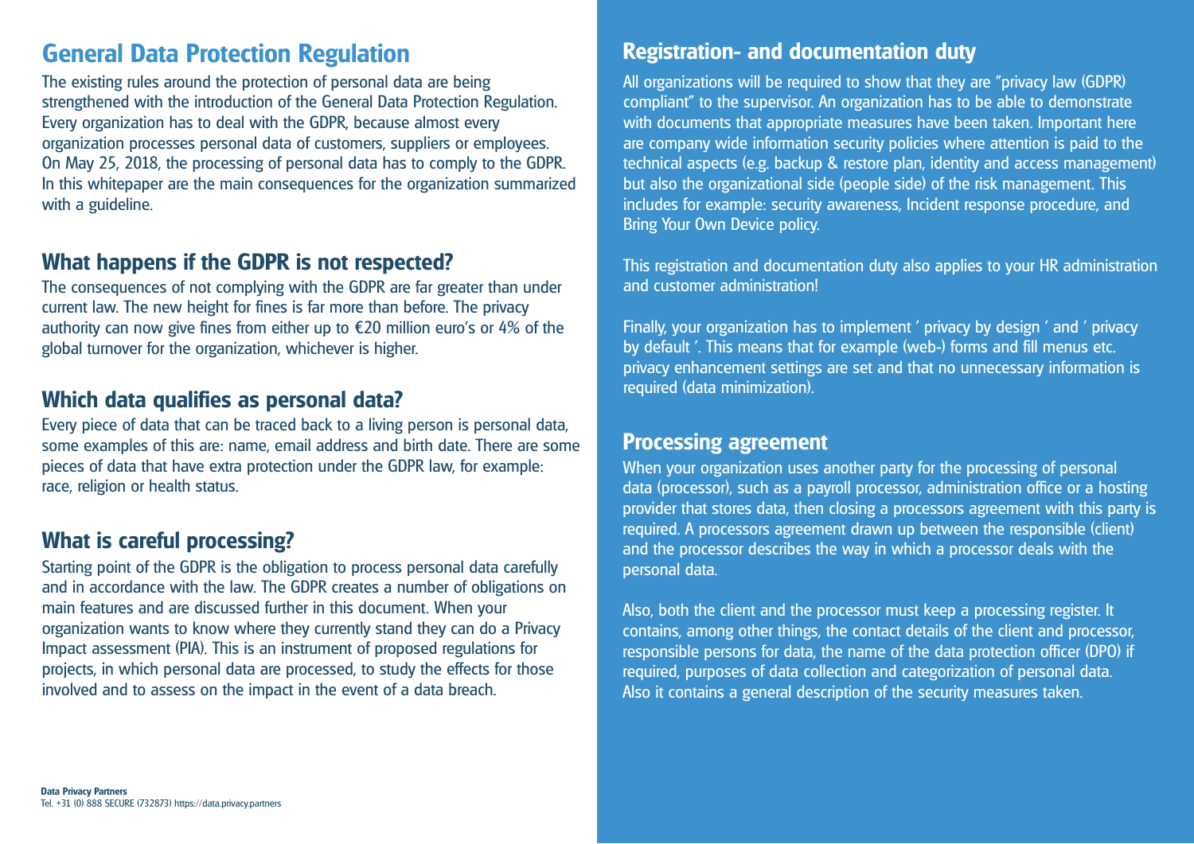## General Data Protection Regulation

The existing rules around the protection of personal data are being strengthened with the introduction of the General Data Protection Regulation. Every organization has to deal with the GDPR, because almost every organization processes personal data of customers, suppliers or employees. On May 25, 2018, the processing of personal data has to comply to the GDPR. In this whitepaper are the main consequences for the organization summarized with a guideline.

### What happens if the GDPR is not respected?

The consequences of not complying with the GDPR are far greater than under current law. The new height for fines is far more than before. The privacy authority can now give fines from either up to €20 million euro's or 4% of the global turnover for the organization, whichever is higher.

### Which data qualifies as personal data?

Every piece of data that can be traced back to a living person is personal data, some examples of this are: name, email address and birth date. There are some pieces of data that have extra protection under the GDPR law, for example: race, religion or health status.

### What is careful processing?

Starting point of the GDPR is the obligation to process personal data carefully and in accordance with the law. The GDPR creates a number of obligations on main features and are discussed further in this document. When your organization wants to know where they currently stand they can do a Privacy Impact assessment (PIA). This is an instrument of proposed regulations for projects, in which personal data are processed, to study the effects for those involved and to assess on the impact in the event of a data breach.

**Data Privacy Partners**
Tel. +31 (0) 888 SECURE (732873) https://data.privacy.partners

### Registration- and documentation duty

All organizations will be required to show that they are "privacy law (GDPR) compliant" to the supervisor. An organization has to be able to demonstrate with documents that appropriate measures have been taken. Important here are company wide information security policies where attention is paid to the technical aspects (e.g. backup & restore plan, identity and access management) but also the organizational side (people side) of the risk management. This includes for example: security awareness, Incident response procedure, and Bring Your Own Device policy.

This registration and documentation duty also applies to your HR administration and customer administration!

Finally, your organization has to implement ' privacy by design ' and ' privacy by default '. This means that for example (web-) forms and fill menus etc. privacy enhancement settings are set and that no unnecessary information is required (data minimization).

### Processing agreement

When your organization uses another party for the processing of personal data (processor), such as a payroll processor, administration office or a hosting provider that stores data, then closing a processors agreement with this party is required. A processors agreement drawn up between the responsible (client) and the processor describes the way in which a processor deals with the personal data.

Also, both the client and the processor must keep a processing register. It contains, among other things, the contact details of the client and processor, responsible persons for data, the name of the data protection officer (DPO) if required, purposes of data collection and categorization of personal data. Also it contains a general description of the security measures taken.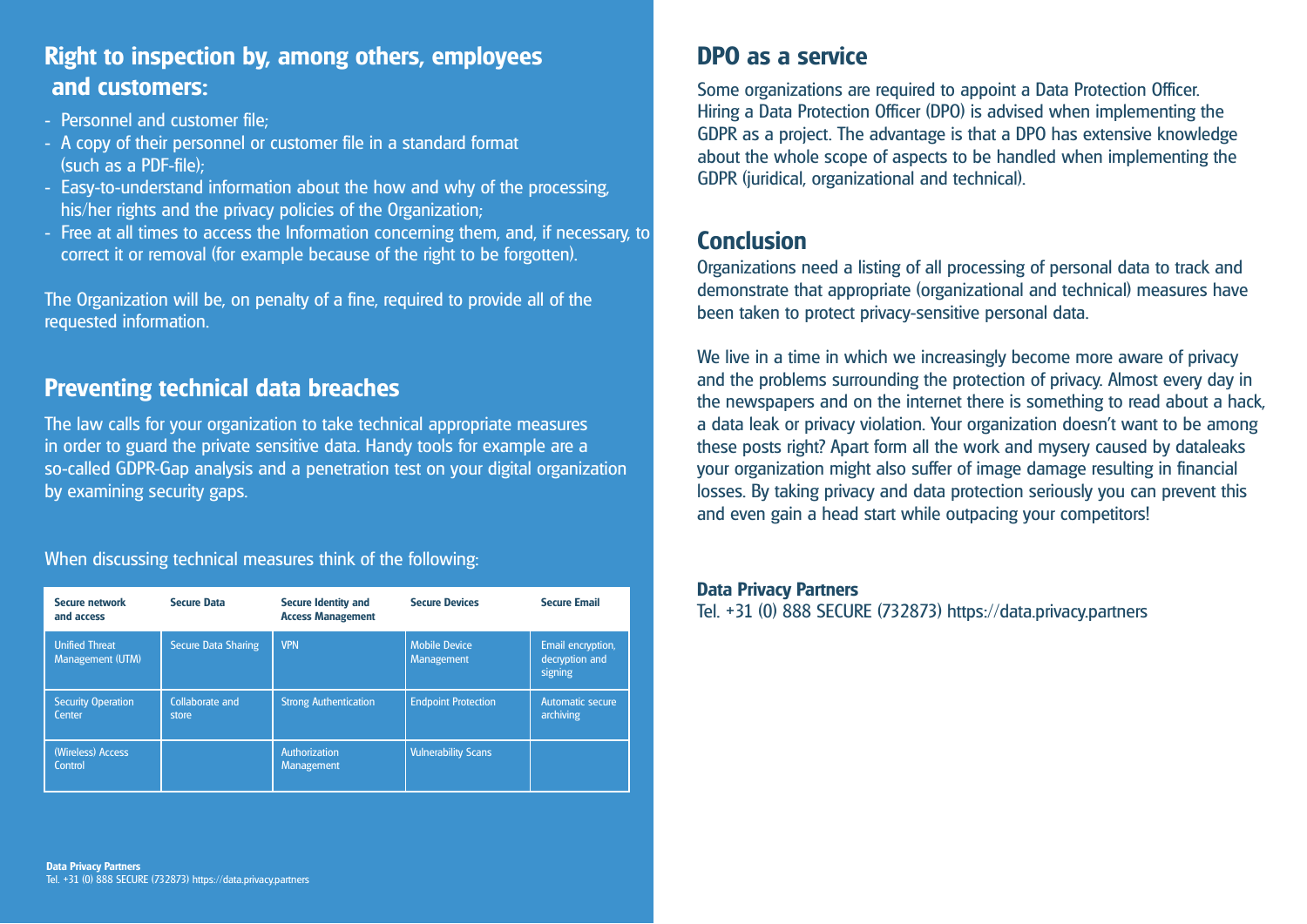## Right to inspection by, among others, employees and customers:

- Personnel and customer file;
- A copy of their personnel or customer file in a standard format (such as a PDF-file);
- Easy-to-understand information about the how and why of the processing, his/her rights and the privacy policies of the Organization;
- Free at all times to access the Information concerning them, and, if necessary, to correct it or removal (for example because of the right to be forgotten).

The Organization will be, on penalty of a fine, required to provide all of the requested information.

## Preventing technical data breaches

The law calls for your organization to take technical appropriate measures in order to guard the private sensitive data. Handy tools for example are a so-called GDPR-Gap analysis and a penetration test on your digital organization by examining security gaps.

When discussing technical measures think of the following:

| Secure network and access | Secure Data | Secure Identity and Access Management | Secure Devices | Secure Email |
|---|---|---|---|---|
| Unified Threat Management (UTM) | Secure Data Sharing | VPN | Mobile Device Management | Email encryption, decryption and signing |
| Security Operation Center | Collaborate and store | Strong Authentication | Endpoint Protection | Automatic secure archiving |
| (Wireless) Access Control | | Authorization Management | Vulnerability Scans | |

**Data Privacy Partners**
Tel. +31 (0) 888 SECURE (732873) https://data.privacy.partners

## DPO as a service

Some organizations are required to appoint a Data Protection Officer. Hiring a Data Protection Officer (DPO) is advised when implementing the GDPR as a project. The advantage is that a DPO has extensive knowledge about the whole scope of aspects to be handled when implementing the GDPR (juridical, organizational and technical).

## Conclusion

Organizations need a listing of all processing of personal data to track and demonstrate that appropriate (organizational and technical) measures have been taken to protect privacy-sensitive personal data.

We live in a time in which we increasingly become more aware of privacy and the problems surrounding the protection of privacy. Almost every day in the newspapers and on the internet there is something to read about a hack, a data leak or privacy violation. Your organization doesn't want to be among these posts right? Apart form all the work and mysery caused by dataleaks your organization might also suffer of image damage resulting in financial losses. By taking privacy and data protection seriously you can prevent this and even gain a head start while outpacing your competitors!

**Data Privacy Partners**
Tel. +31 (0) 888 SECURE (732873) https://data.privacy.partners